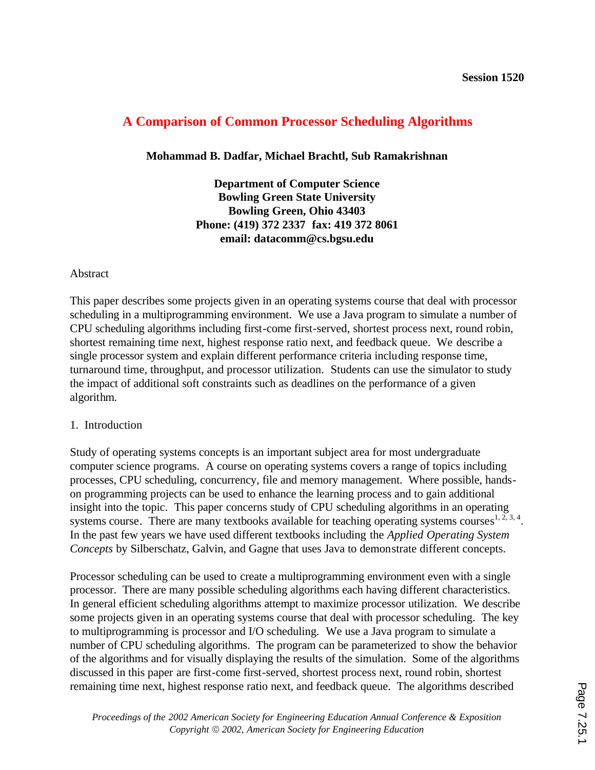Session 1520

# A Comparison of Common Processor Scheduling Algorithms

**Mohammad B. Dadfar, Michael Brachtl, Sub Ramakrishnan**

**Department of Computer Science**
**Bowling Green State University**
**Bowling Green, Ohio 43403**
**Phone: (419) 372 2337 fax: 419 372 8061**
**email: datacomm@cs.bgsu.edu**

## Abstract

This paper describes some projects given in an operating systems course that deal with processor scheduling in a multiprogramming environment. We use a Java program to simulate a number of CPU scheduling algorithms including first-come first-served, shortest process next, round robin, shortest remaining time next, highest response ratio next, and feedback queue. We describe a single processor system and explain different performance criteria including response time, turnaround time, throughput, and processor utilization. Students can use the simulator to study the impact of additional soft constraints such as deadlines on the performance of a given algorithm.

## 1. Introduction

Study of operating systems concepts is an important subject area for most undergraduate computer science programs. A course on operating systems covers a range of topics including processes, CPU scheduling, concurrency, file and memory management. Where possible, hands-on programming projects can be used to enhance the learning process and to gain additional insight into the topic. This paper concerns study of CPU scheduling algorithms in an operating systems course. There are many textbooks available for teaching operating systems courses[1, 2, 3, 4]. In the past few years we have used different textbooks including the *Applied Operating System Concepts* by Silberschatz, Galvin, and Gagne that uses Java to demonstrate different concepts.

Processor scheduling can be used to create a multiprogramming environment even with a single processor. There are many possible scheduling algorithms each having different characteristics. In general efficient scheduling algorithms attempt to maximize processor utilization. We describe some projects given in an operating systems course that deal with processor scheduling. The key to multiprogramming is processor and I/O scheduling. We use a Java program to simulate a number of CPU scheduling algorithms. The program can be parameterized to show the behavior of the algorithms and for visually displaying the results of the simulation. Some of the algorithms discussed in this paper are first-come first-served, shortest process next, round robin, shortest remaining time next, highest response ratio next, and feedback queue. The algorithms described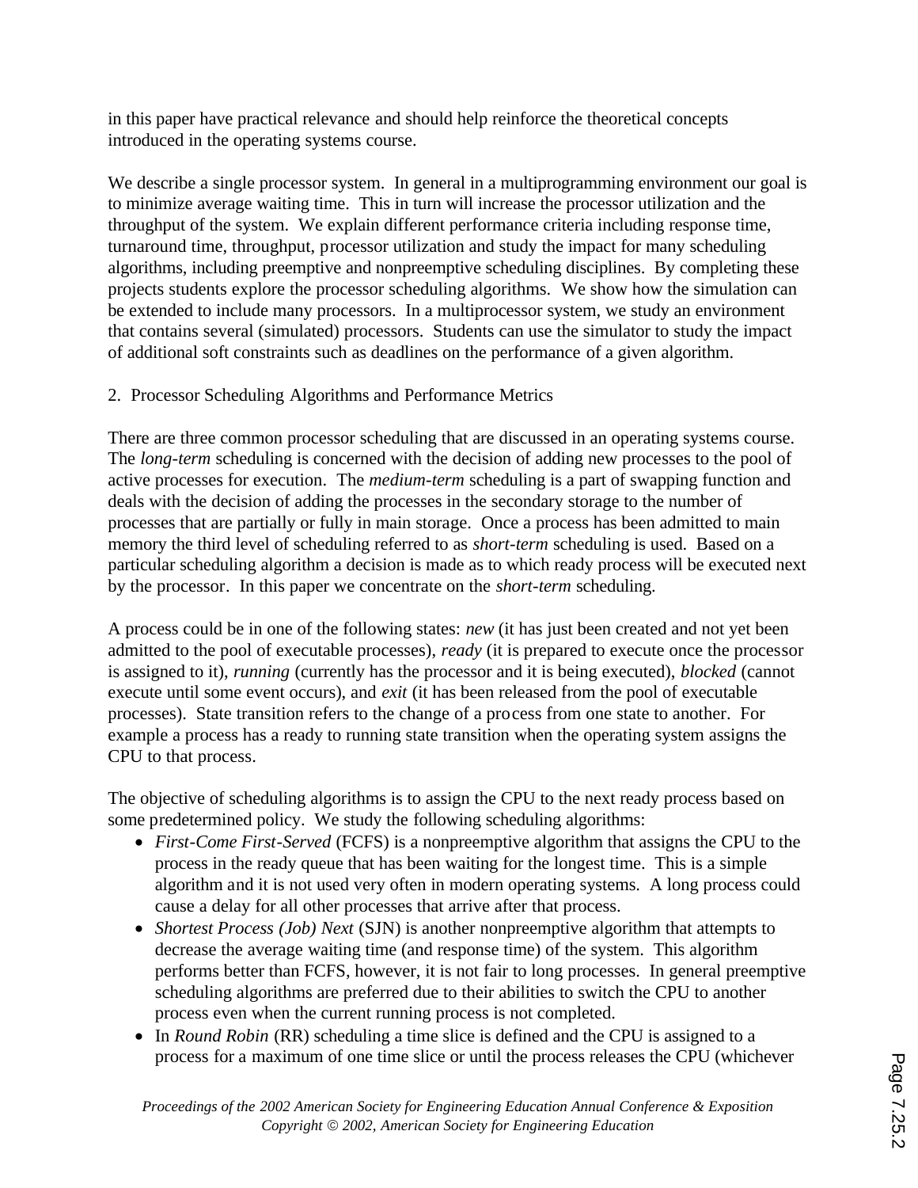in this paper have practical relevance and should help reinforce the theoretical concepts introduced in the operating systems course.

We describe a single processor system. In general in a multiprogramming environment our goal is to minimize average waiting time. This in turn will increase the processor utilization and the throughput of the system. We explain different performance criteria including response time, turnaround time, throughput, processor utilization and study the impact for many scheduling algorithms, including preemptive and nonpreemptive scheduling disciplines. By completing these projects students explore the processor scheduling algorithms. We show how the simulation can be extended to include many processors. In a multiprocessor system, we study an environment that contains several (simulated) processors. Students can use the simulator to study the impact of additional soft constraints such as deadlines on the performance of a given algorithm.

## 2. Processor Scheduling Algorithms and Performance Metrics

There are three common processor scheduling that are discussed in an operating systems course. The *long-term* scheduling is concerned with the decision of adding new processes to the pool of active processes for execution. The *medium-term* scheduling is a part of swapping function and deals with the decision of adding the processes in the secondary storage to the number of processes that are partially or fully in main storage. Once a process has been admitted to main memory the third level of scheduling referred to as *short-term* scheduling is used. Based on a particular scheduling algorithm a decision is made as to which ready process will be executed next by the processor. In this paper we concentrate on the *short-term* scheduling.

A process could be in one of the following states: *new* (it has just been created and not yet been admitted to the pool of executable processes), *ready* (it is prepared to execute once the processor is assigned to it), *running* (currently has the processor and it is being executed), *blocked* (cannot execute until some event occurs), and *exit* (it has been released from the pool of executable processes). State transition refers to the change of a process from one state to another. For example a process has a ready to running state transition when the operating system assigns the CPU to that process.

The objective of scheduling algorithms is to assign the CPU to the next ready process based on some predetermined policy. We study the following scheduling algorithms:

- *First-Come First-Served* (FCFS) is a nonpreemptive algorithm that assigns the CPU to the process in the ready queue that has been waiting for the longest time. This is a simple algorithm and it is not used very often in modern operating systems. A long process could cause a delay for all other processes that arrive after that process.
- *Shortest Process (Job) Next* (SJN) is another nonpreemptive algorithm that attempts to decrease the average waiting time (and response time) of the system. This algorithm performs better than FCFS, however, it is not fair to long processes. In general preemptive scheduling algorithms are preferred due to their abilities to switch the CPU to another process even when the current running process is not completed.
- In *Round Robin* (RR) scheduling a time slice is defined and the CPU is assigned to a process for a maximum of one time slice or until the process releases the CPU (whichever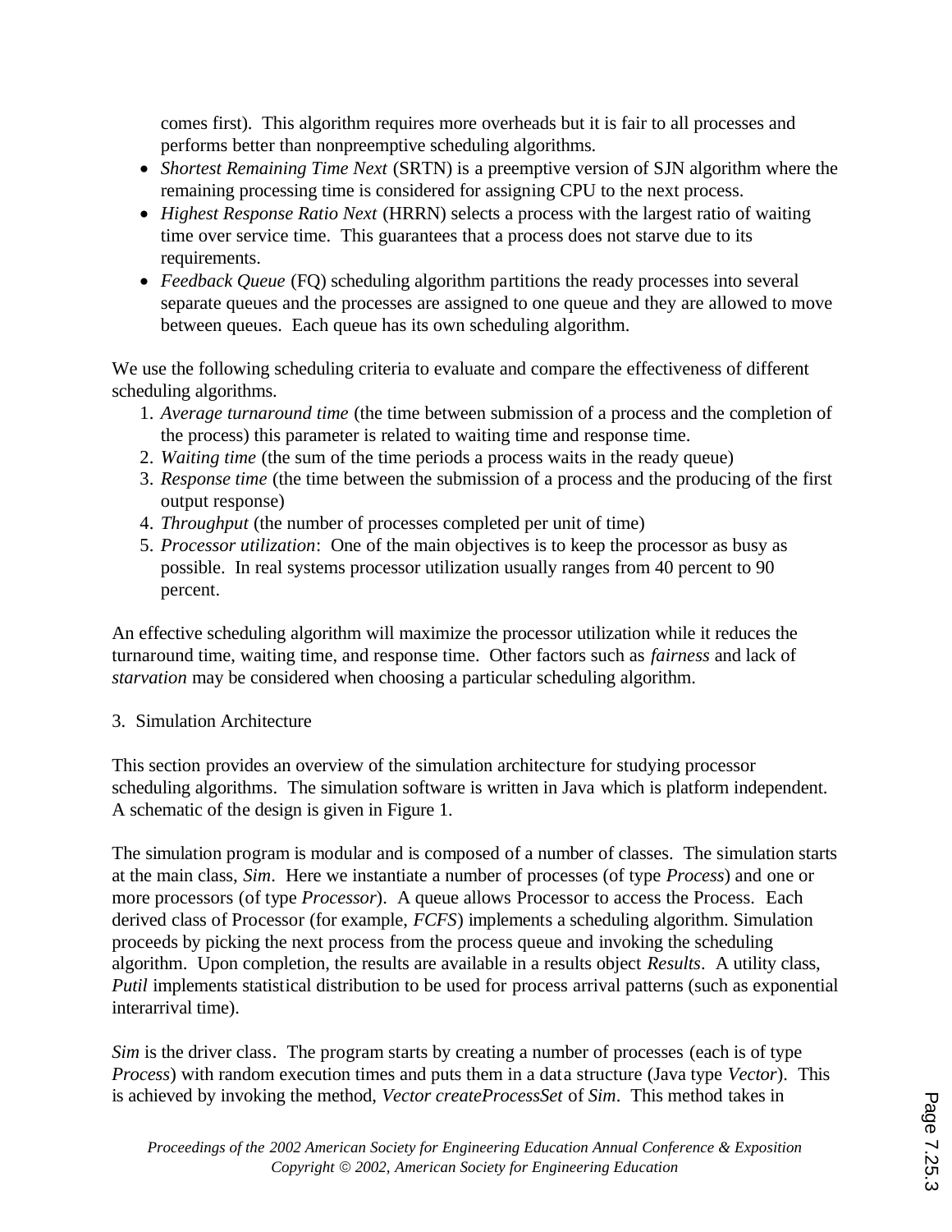comes first). This algorithm requires more overheads but it is fair to all processes and performs better than nonpreemptive scheduling algorithms.

- *Shortest Remaining Time Next* (SRTN) is a preemptive version of SJN algorithm where the remaining processing time is considered for assigning CPU to the next process.
- *Highest Response Ratio Next* (HRRN) selects a process with the largest ratio of waiting time over service time. This guarantees that a process does not starve due to its requirements.
- *Feedback Queue* (FQ) scheduling algorithm partitions the ready processes into several separate queues and the processes are assigned to one queue and they are allowed to move between queues. Each queue has its own scheduling algorithm.

We use the following scheduling criteria to evaluate and compare the effectiveness of different scheduling algorithms.

1. *Average turnaround time* (the time between submission of a process and the completion of the process) this parameter is related to waiting time and response time.
2. *Waiting time* (the sum of the time periods a process waits in the ready queue)
3. *Response time* (the time between the submission of a process and the producing of the first output response)
4. *Throughput* (the number of processes completed per unit of time)
5. *Processor utilization*: One of the main objectives is to keep the processor as busy as possible. In real systems processor utilization usually ranges from 40 percent to 90 percent.

An effective scheduling algorithm will maximize the processor utilization while it reduces the turnaround time, waiting time, and response time. Other factors such as *fairness* and lack of *starvation* may be considered when choosing a particular scheduling algorithm.

## 3. Simulation Architecture

This section provides an overview of the simulation architecture for studying processor scheduling algorithms. The simulation software is written in Java which is platform independent. A schematic of the design is given in Figure 1.

The simulation program is modular and is composed of a number of classes. The simulation starts at the main class, *Sim*. Here we instantiate a number of processes (of type *Process*) and one or more processors (of type *Processor*). A queue allows Processor to access the Process. Each derived class of Processor (for example, *FCFS*) implements a scheduling algorithm. Simulation proceeds by picking the next process from the process queue and invoking the scheduling algorithm. Upon completion, the results are available in a results object *Results*. A utility class, *Putil* implements statistical distribution to be used for process arrival patterns (such as exponential interarrival time).

*Sim* is the driver class. The program starts by creating a number of processes (each is of type *Process*) with random execution times and puts them in a data structure (Java type *Vector*). This is achieved by invoking the method, *Vector createProcessSet* of *Sim*. This method takes in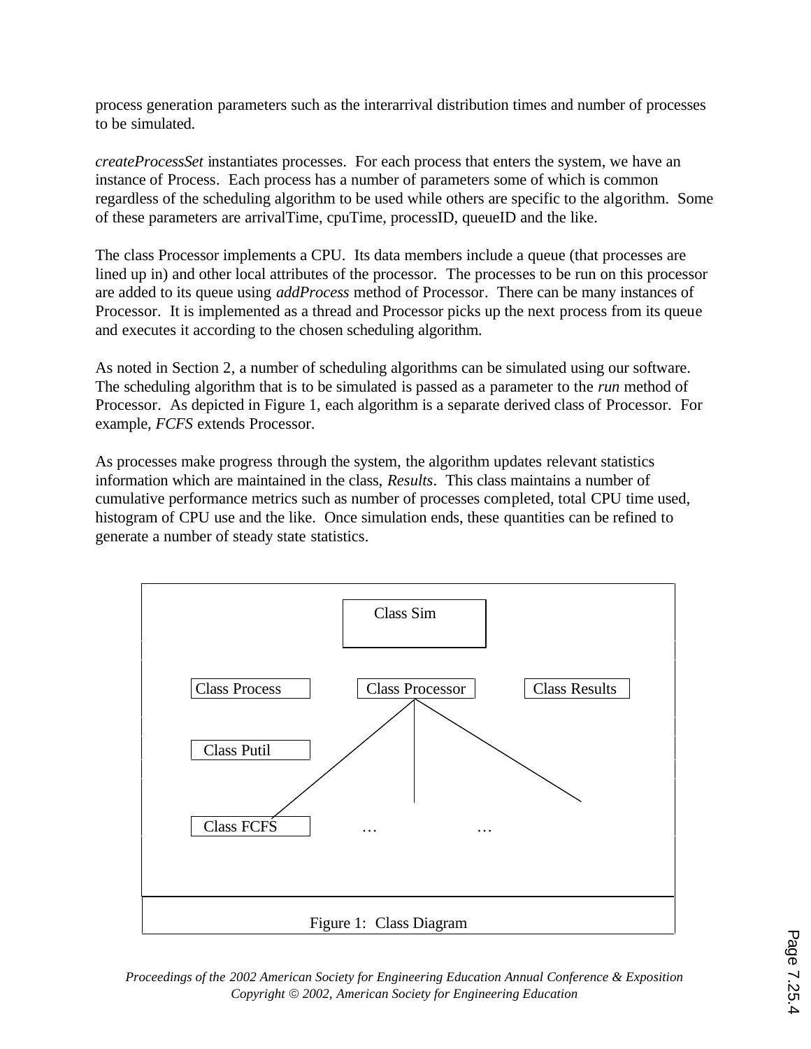process generation parameters such as the interarrival distribution times and number of processes to be simulated.

*createProcessSet* instantiates processes. For each process that enters the system, we have an instance of Process. Each process has a number of parameters some of which is common regardless of the scheduling algorithm to be used while others are specific to the algorithm. Some of these parameters are arrivalTime, cpuTime, processID, queueID and the like.

The class Processor implements a CPU. Its data members include a queue (that processes are lined up in) and other local attributes of the processor. The processes to be run on this processor are added to its queue using *addProcess* method of Processor. There can be many instances of Processor. It is implemented as a thread and Processor picks up the next process from its queue and executes it according to the chosen scheduling algorithm.

As noted in Section 2, a number of scheduling algorithms can be simulated using our software. The scheduling algorithm that is to be simulated is passed as a parameter to the *run* method of Processor. As depicted in Figure 1, each algorithm is a separate derived class of Processor. For example, *FCFS* extends Processor.

As processes make progress through the system, the algorithm updates relevant statistics information which are maintained in the class, *Results*. This class maintains a number of cumulative performance metrics such as number of processes completed, total CPU time used, histogram of CPU use and the like. Once simulation ends, these quantities can be refined to generate a number of steady state statistics.

Class Sim

Class Process | Class Processor | Class Results

Class Putil

Class FCFS … …

Figure 1: Class Diagram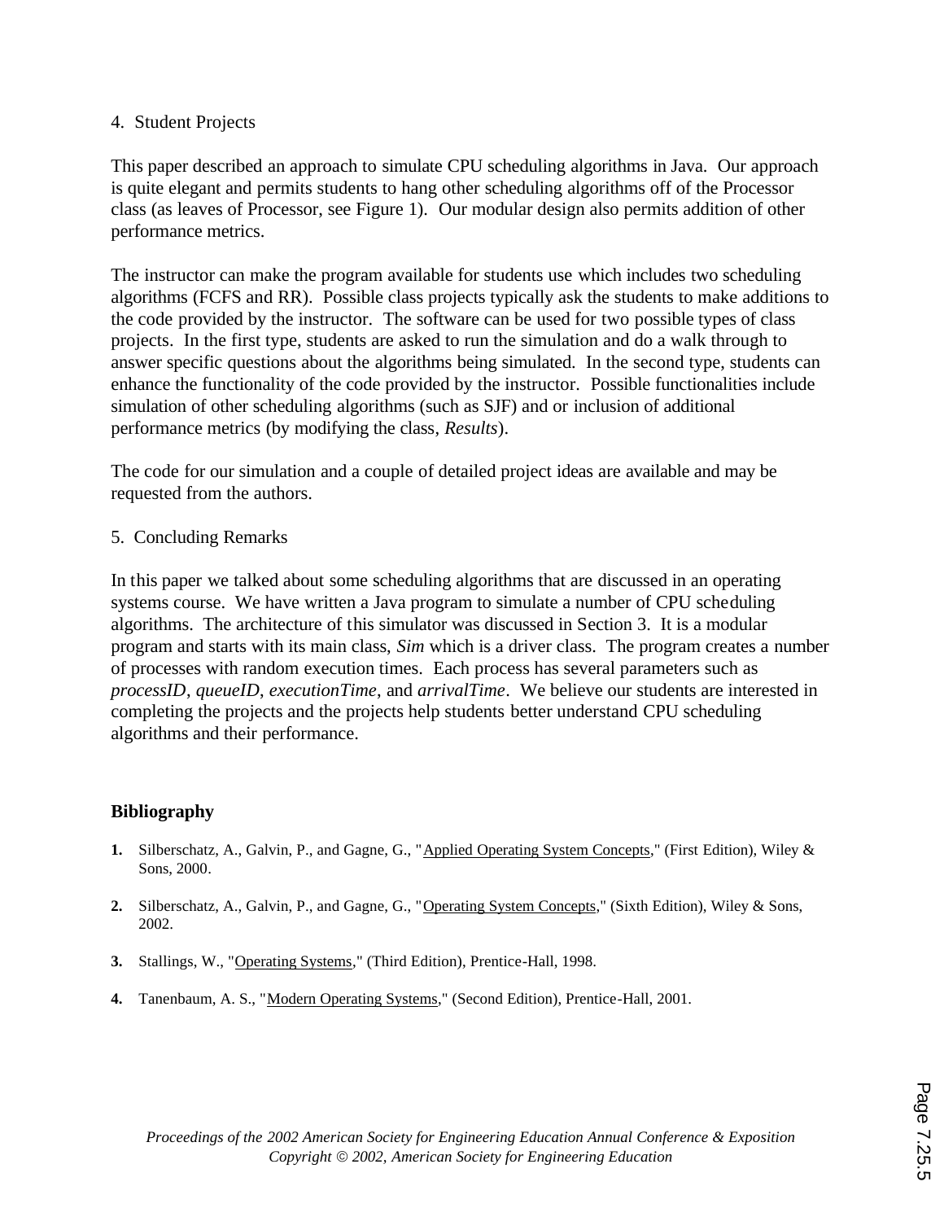## 4. Student Projects

This paper described an approach to simulate CPU scheduling algorithms in Java. Our approach is quite elegant and permits students to hang other scheduling algorithms off of the Processor class (as leaves of Processor, see Figure 1). Our modular design also permits addition of other performance metrics.

The instructor can make the program available for students use which includes two scheduling algorithms (FCFS and RR). Possible class projects typically ask the students to make additions to the code provided by the instructor. The software can be used for two possible types of class projects. In the first type, students are asked to run the simulation and do a walk through to answer specific questions about the algorithms being simulated. In the second type, students can enhance the functionality of the code provided by the instructor. Possible functionalities include simulation of other scheduling algorithms (such as SJF) and or inclusion of additional performance metrics (by modifying the class, *Results*).

The code for our simulation and a couple of detailed project ideas are available and may be requested from the authors.

## 5. Concluding Remarks

In this paper we talked about some scheduling algorithms that are discussed in an operating systems course. We have written a Java program to simulate a number of CPU scheduling algorithms. The architecture of this simulator was discussed in Section 3. It is a modular program and starts with its main class, *Sim* which is a driver class. The program creates a number of processes with random execution times. Each process has several parameters such as *processID*, *queueID*, *executionTime*, and *arrivalTime*. We believe our students are interested in completing the projects and the projects help students better understand CPU scheduling algorithms and their performance.

## Bibliography

1. Silberschatz, A., Galvin, P., and Gagne, G., "Applied Operating System Concepts," (First Edition), Wiley & Sons, 2000.
2. Silberschatz, A., Galvin, P., and Gagne, G., "Operating System Concepts," (Sixth Edition), Wiley & Sons, 2002.
3. Stallings, W., "Operating Systems," (Third Edition), Prentice-Hall, 1998.
4. Tanenbaum, A. S., "Modern Operating Systems," (Second Edition), Prentice-Hall, 2001.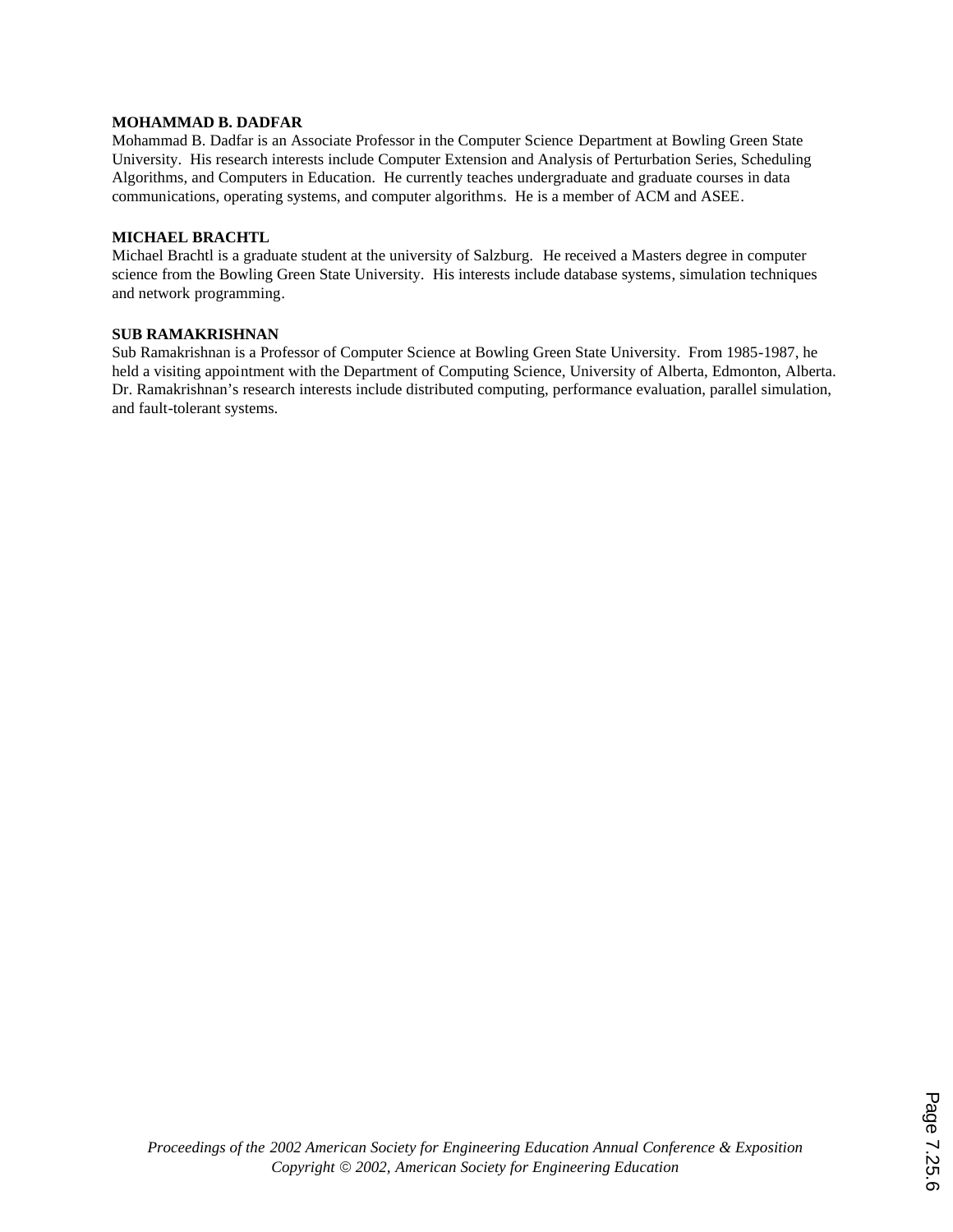**MOHAMMAD B. DADFAR**

Mohammad B. Dadfar is an Associate Professor in the Computer Science Department at Bowling Green State University. His research interests include Computer Extension and Analysis of Perturbation Series, Scheduling Algorithms, and Computers in Education. He currently teaches undergraduate and graduate courses in data communications, operating systems, and computer algorithms. He is a member of ACM and ASEE.

**MICHAEL BRACHTL**

Michael Brachtl is a graduate student at the university of Salzburg. He received a Masters degree in computer science from the Bowling Green State University. His interests include database systems, simulation techniques and network programming.

**SUB RAMAKRISHNAN**

Sub Ramakrishnan is a Professor of Computer Science at Bowling Green State University. From 1985-1987, he held a visiting appointment with the Department of Computing Science, University of Alberta, Edmonton, Alberta. Dr. Ramakrishnan's research interests include distributed computing, performance evaluation, parallel simulation, and fault-tolerant systems.